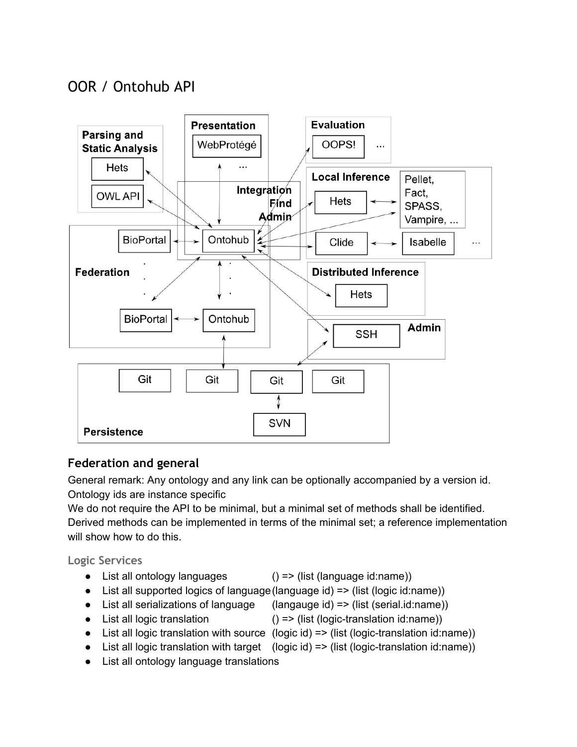# OOR / Ontohub API

## Federation and general

General remark: Any ontology and any link can be optionally accompanied by a version id. Ontology ids are instance specific

We do not require the API to be minimal, but a minimal set of methods shall be identified. Derived methods can be implemented in terms of the minimal set; a reference implementation will show how to do this.

### Logic Services

- List all ontology languages () => (list (language id:name))
- List all supported logics of language (language id) => (list (logic id:name))
- List all serializations of language (langauge id) => (list (serial.id:name))
- List all logic translation () => (list (logic-translation id:name))
- List all logic translation with source (logic id) => (list (logic-translation id:name))
- List all logic translation with target (logic id) => (list (logic-translation id:name))
- List all ontology language translations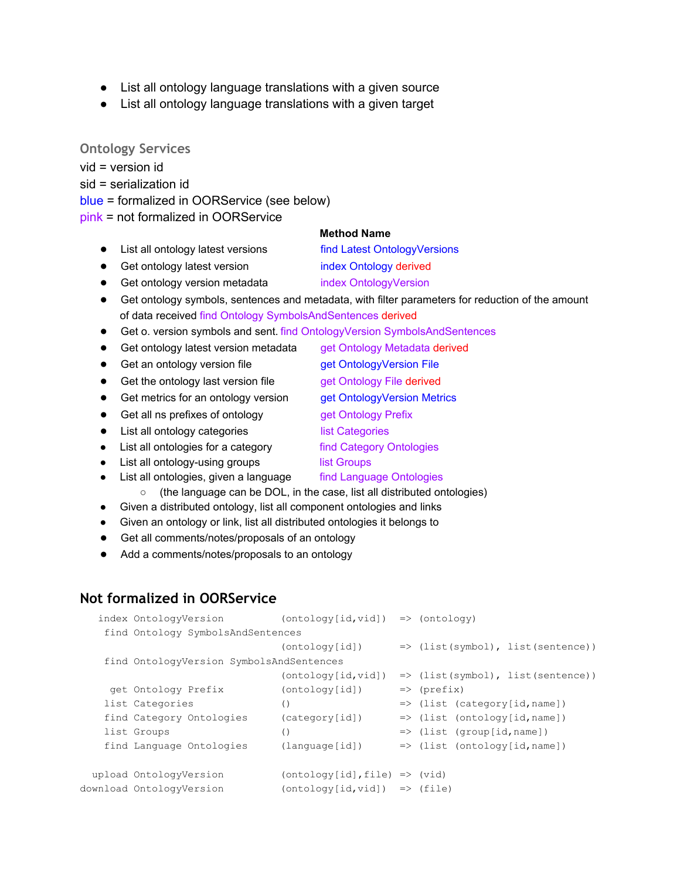- List all ontology language translations with a given source
- List all ontology language translations with a given target

### Ontology Services

vid = version id

sid = serialization id

blue = formalized in OORService (see below)

pink = not formalized in OORService

| | Method Name |
|---|---|
| List all ontology latest versions | find Latest OntologyVersions |
| Get ontology latest version | index Ontology derived |
| Get ontology version metadata | index OntologyVersion |

- Get ontology symbols, sentences and metadata, with filter parameters for reduction of the amount of data received find Ontology SymbolsAndSentences derived
- Get o. version symbols and sent. find OntologyVersion SymbolsAndSentences

| | |
|---|---|
| Get ontology latest version metadata | get Ontology Metadata derived |
| Get an ontology version file | get OntologyVersion File |
| Get the ontology last version file | get Ontology File derived |
| Get metrics for an ontology version | get OntologyVersion Metrics |
| Get all ns prefixes of ontology | get Ontology Prefix |
| List all ontology categories | list Categories |
| List all ontologies for a category | find Category Ontologies |
| List all ontology-using groups | list Groups |
| List all ontologies, given a language | find Language Ontologies |

  - (the language can be DOL, in the case, list all distributed ontologies)
- Given a distributed ontology, list all component ontologies and links
- Given an ontology or link, list all distributed ontologies it belongs to
- Get all comments/notes/proposals of an ontology
- Add a comments/notes/proposals to an ontology

## Not formalized in OORService

```
   index OntologyVersion          (ontology[id,vid])  => (ontology)
    find Ontology SymbolsAndSentences
                                  (ontology[id])      => (list(symbol), list(sentence))
    find OntologyVersion SymbolsAndSentences
                                  (ontology[id,vid])  => (list(symbol), list(sentence))
     get Ontology Prefix          (ontology[id])      => (prefix)
    list Categories               ()                  => (list (category[id,name])
    find Category Ontologies      (category[id])      => (list (ontology[id,name])
    list Groups                   ()                  => (list (group[id,name])
    find Language Ontologies      (language[id])      => (list (ontology[id,name])

  upload OntologyVersion          (ontology[id],file) => (vid)
download OntologyVersion          (ontology[id,vid])  => (file)
```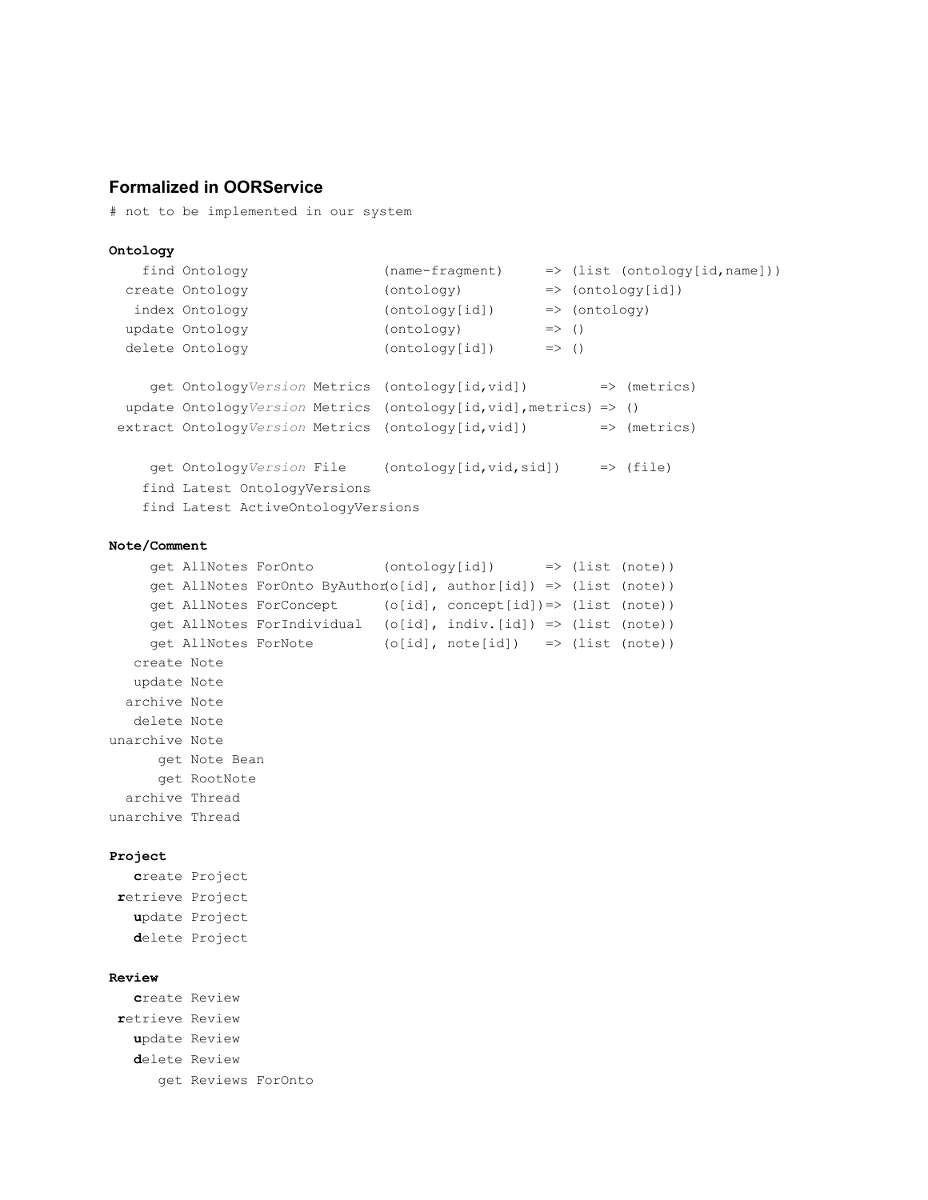## Formalized in OORService

```
# not to be implemented in our system
```

**Ontology**

```
    find Ontology                (name-fragment)     => (list (ontology[id,name]))
  create Ontology                (ontology)          => (ontology[id])
   index Ontology                (ontology[id])      => (ontology)
  update Ontology                (ontology)          => ()
  delete Ontology                (ontology[id])      => ()

     get OntologyVersion Metrics  (ontology[id,vid])         => (metrics)
  update OntologyVersion Metrics  (ontology[id,vid],metrics) => ()
 extract OntologyVersion Metrics  (ontology[id,vid])         => (metrics)

     get OntologyVersion File     (ontology[id,vid,sid])     => (file)
    find Latest OntologyVersions
    find Latest ActiveOntologyVersions
```

**Note/Comment**

```
     get AllNotes ForOnto        (ontology[id])      => (list (note))
     get AllNotes ForOnto ByAuthor(o[id], author[id]) => (list (note))
     get AllNotes ForConcept     (o[id], concept[id])=> (list (note))
     get AllNotes ForIndividual  (o[id], indiv.[id]) => (list (note))
     get AllNotes ForNote        (o[id], note[id])   => (list (note))
   create Note
   update Note
  archive Note
   delete Note
unarchive Note
      get Note Bean
      get RootNote
  archive Thread
unarchive Thread
```

**Project**

```
   create Project
 retrieve Project
   update Project
   delete Project
```

**Review**

```
   create Review
 retrieve Review
   update Review
   delete Review
      get Reviews ForOnto
```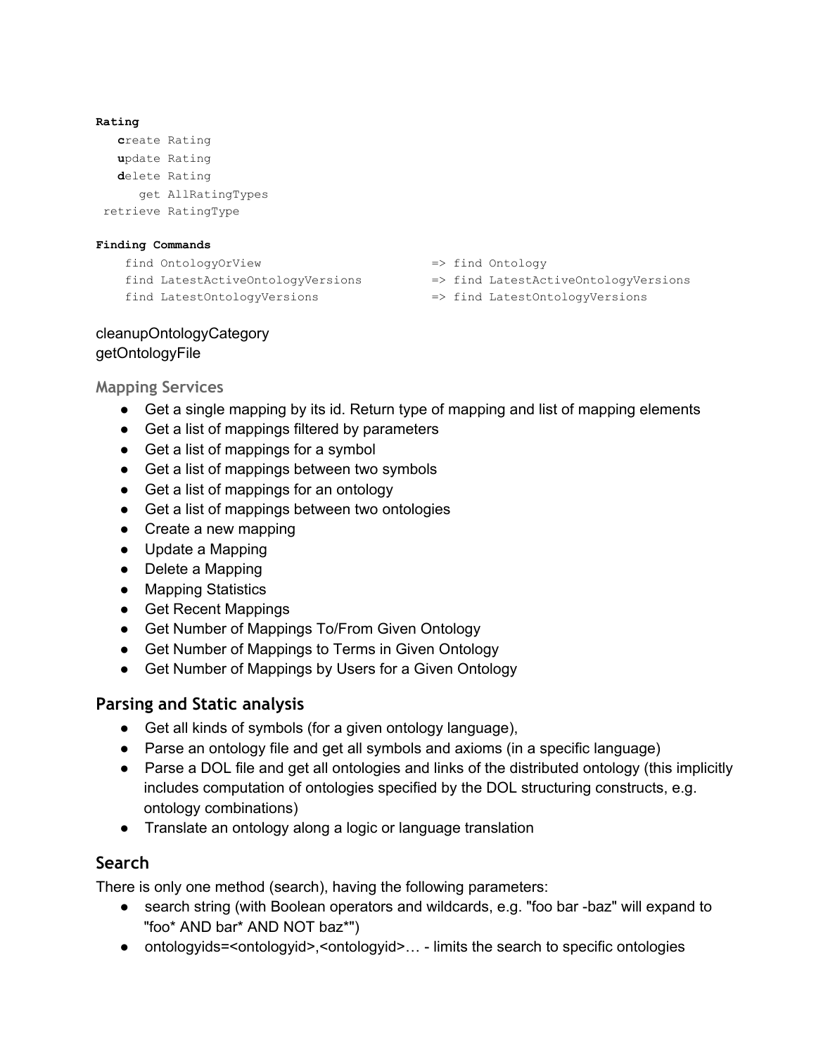**Rating**

```
   create Rating
   update Rating
   delete Rating
      get AllRatingTypes
 retrieve RatingType
```

**Finding Commands**

```
    find OntologyOrView                     => find Ontology
    find LatestActiveOntologyVersions       => find LatestActiveOntologyVersions
    find LatestOntologyVersions             => find LatestOntologyVersions
```

cleanupOntologyCategory
getOntologyFile

### Mapping Services

- Get a single mapping by its id. Return type of mapping and list of mapping elements
- Get a list of mappings filtered by parameters
- Get a list of mappings for a symbol
- Get a list of mappings between two symbols
- Get a list of mappings for an ontology
- Get a list of mappings between two ontologies
- Create a new mapping
- Update a Mapping
- Delete a Mapping
- Mapping Statistics
- Get Recent Mappings
- Get Number of Mappings To/From Given Ontology
- Get Number of Mappings to Terms in Given Ontology
- Get Number of Mappings by Users for a Given Ontology

## Parsing and Static analysis

- Get all kinds of symbols (for a given ontology language),
- Parse an ontology file and get all symbols and axioms (in a specific language)
- Parse a DOL file and get all ontologies and links of the distributed ontology (this implicitly includes computation of ontologies specified by the DOL structuring constructs, e.g. ontology combinations)
- Translate an ontology along a logic or language translation

## Search

There is only one method (search), having the following parameters:

- search string (with Boolean operators and wildcards, e.g. "foo bar -baz" will expand to "foo* AND bar* AND NOT baz*")
- ontologyids=<ontologyid>,<ontologyid>… - limits the search to specific ontologies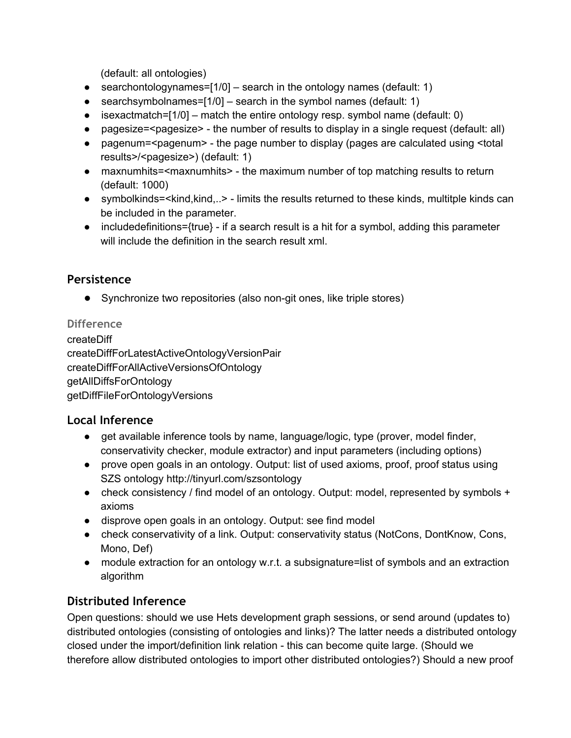(default: all ontologies)

- searchontologynames=[1/0] – search in the ontology names (default: 1)
- searchsymbolnames=[1/0] – search in the symbol names (default: 1)
- isexactmatch=[1/0] – match the entire ontology resp. symbol name (default: 0)
- pagesize=<pagesize> - the number of results to display in a single request (default: all)
- pagenum=<pagenum> - the page number to display (pages are calculated using <total results>/<pagesize>) (default: 1)
- maxnumhits=<maxnumhits> - the maximum number of top matching results to return (default: 1000)
- symbolkinds=<kind,kind,..> - limits the results returned to these kinds, multitple kinds can be included in the parameter.
- includedefinitions={true} - if a search result is a hit for a symbol, adding this parameter will include the definition in the search result xml.

## Persistence

- Synchronize two repositories (also non-git ones, like triple stores)

### Difference

createDiff
createDiffForLatestActiveOntologyVersionPair
createDiffForAllActiveVersionsOfOntology
getAllDiffsForOntology
getDiffFileForOntologyVersions

## Local Inference

- get available inference tools by name, language/logic, type (prover, model finder, conservativity checker, module extractor) and input parameters (including options)
- prove open goals in an ontology. Output: list of used axioms, proof, proof status using SZS ontology http://tinyurl.com/szsontology
- check consistency / find model of an ontology. Output: model, represented by symbols + axioms
- disprove open goals in an ontology. Output: see find model
- check conservativity of a link. Output: conservativity status (NotCons, DontKnow, Cons, Mono, Def)
- module extraction for an ontology w.r.t. a subsignature=list of symbols and an extraction algorithm

## Distributed Inference

Open questions: should we use Hets development graph sessions, or send around (updates to) distributed ontologies (consisting of ontologies and links)? The latter needs a distributed ontology closed under the import/definition link relation - this can become quite large. (Should we therefore allow distributed ontologies to import other distributed ontologies?) Should a new proof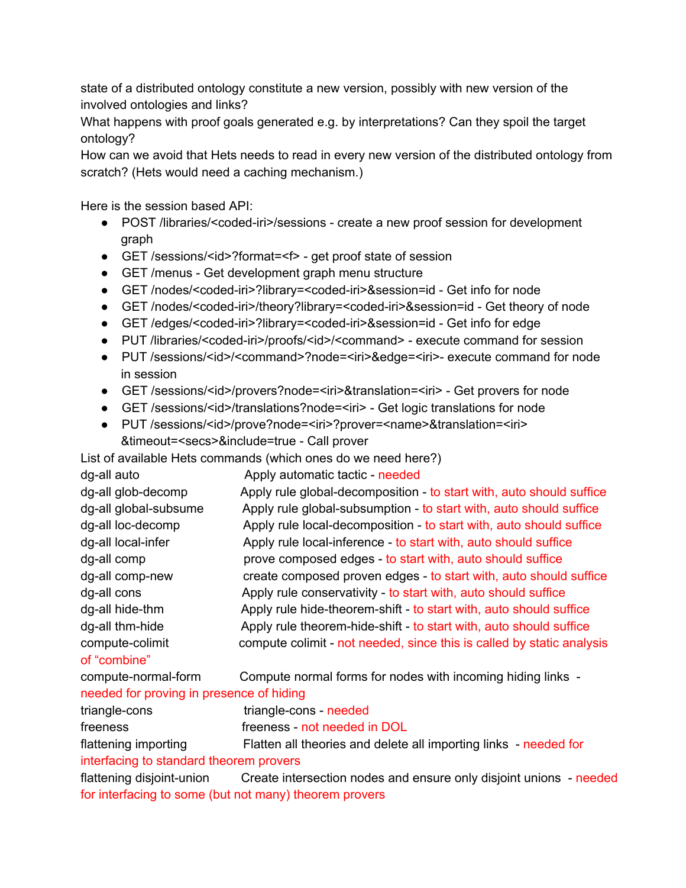state of a distributed ontology constitute a new version, possibly with new version of the involved ontologies and links?
What happens with proof goals generated e.g. by interpretations? Can they spoil the target ontology?
How can we avoid that Hets needs to read in every new version of the distributed ontology from scratch? (Hets would need a caching mechanism.)

Here is the session based API:

- POST /libraries/<coded-iri>/sessions - create a new proof session for development graph
- GET /sessions/<id>?format=<f> - get proof state of session
- GET /menus - Get development graph menu structure
- GET /nodes/<coded-iri>?library=<coded-iri>&session=id - Get info for node
- GET /nodes/<coded-iri>/theory?library=<coded-iri>&session=id - Get theory of node
- GET /edges/<coded-iri>?library=<coded-iri>&session=id - Get info for edge
- PUT /libraries/<coded-iri>/proofs/<id>/<command> - execute command for session
- PUT /sessions/<id>/<command>?node=<iri>&edge=<iri>- execute command for node in session
- GET /sessions/<id>/provers?node=<iri>&translation=<iri> - Get provers for node
- GET /sessions/<id>/translations?node=<iri> - Get logic translations for node
- PUT /sessions/<id>/prove?node=<iri>?prover=<name>&translation=<iri>&timeout=<secs>&include=true - Call prover

List of available Hets commands (which ones do we need here?)

| Command | Description |
|---|---|
| dg-all auto | Apply automatic tactic - needed |
| dg-all glob-decomp | Apply rule global-decomposition - to start with, auto should suffice |
| dg-all global-subsume | Apply rule global-subsumption - to start with, auto should suffice |
| dg-all loc-decomp | Apply rule local-decomposition - to start with, auto should suffice |
| dg-all local-infer | Apply rule local-inference - to start with, auto should suffice |
| dg-all comp | prove composed edges - to start with, auto should suffice |
| dg-all comp-new | create composed proven edges - to start with, auto should suffice |
| dg-all cons | Apply rule conservativity - to start with, auto should suffice |
| dg-all hide-thm | Apply rule hide-theorem-shift - to start with, auto should suffice |
| dg-all thm-hide | Apply rule theorem-hide-shift - to start with, auto should suffice |
| compute-colimit | compute colimit - not needed, since this is called by static analysis of "combine" |
| compute-normal-form | Compute normal forms for nodes with incoming hiding links - needed for proving in presence of hiding |
| triangle-cons | triangle-cons - needed |
| freeness | freeness - not needed in DOL |
| flattening importing | Flatten all theories and delete all importing links - needed for interfacing to standard theorem provers |
| flattening disjoint-union | Create intersection nodes and ensure only disjoint unions - needed for interfacing to some (but not many) theorem provers |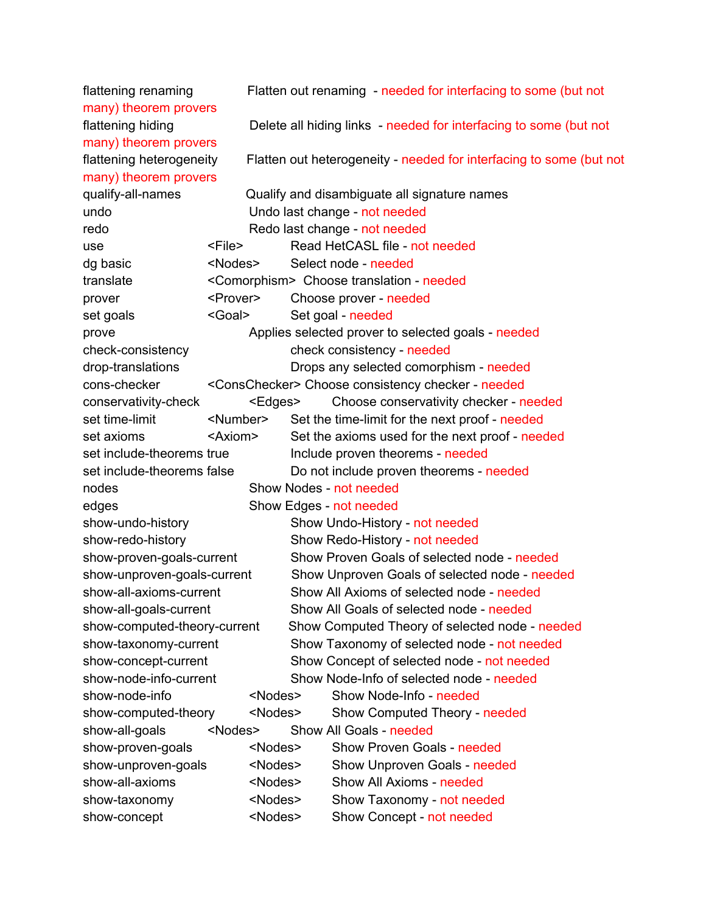flattening renaming Flatten out renaming - needed for interfacing to some (but not many) theorem provers
flattening hiding Delete all hiding links - needed for interfacing to some (but not many) theorem provers
flattening heterogeneity Flatten out heterogeneity - needed for interfacing to some (but not many) theorem provers
qualify-all-names Qualify and disambiguate all signature names
undo Undo last change - not needed
redo Redo last change - not needed
use <File> Read HetCASL file - not needed
dg basic <Nodes> Select node - needed
translate <Comorphism> Choose translation - needed
prover <Prover> Choose prover - needed
set goals <Goal> Set goal - needed
prove Applies selected prover to selected goals - needed
check-consistency check consistency - needed
drop-translations Drops any selected comorphism - needed
cons-checker <ConsChecker> Choose consistency checker - needed
conservativity-check <Edges> Choose conservativity checker - needed
set time-limit <Number> Set the time-limit for the next proof - needed
set axioms <Axiom> Set the axioms used for the next proof - needed
set include-theorems true Include proven theorems - needed
set include-theorems false Do not include proven theorems - needed
nodes Show Nodes - not needed
edges Show Edges - not needed
show-undo-history Show Undo-History - not needed
show-redo-history Show Redo-History - not needed
show-proven-goals-current Show Proven Goals of selected node - needed
show-unproven-goals-current Show Unproven Goals of selected node - needed
show-all-axioms-current Show All Axioms of selected node - needed
show-all-goals-current Show All Goals of selected node - needed
show-computed-theory-current Show Computed Theory of selected node - needed
show-taxonomy-current Show Taxonomy of selected node - not needed
show-concept-current Show Concept of selected node - not needed
show-node-info-current Show Node-Info of selected node - needed
show-node-info <Nodes> Show Node-Info - needed
show-computed-theory <Nodes> Show Computed Theory - needed
show-all-goals <Nodes> Show All Goals - needed
show-proven-goals <Nodes> Show Proven Goals - needed
show-unproven-goals <Nodes> Show Unproven Goals - needed
show-all-axioms <Nodes> Show All Axioms - needed
show-taxonomy <Nodes> Show Taxonomy - not needed
show-concept <Nodes> Show Concept - not needed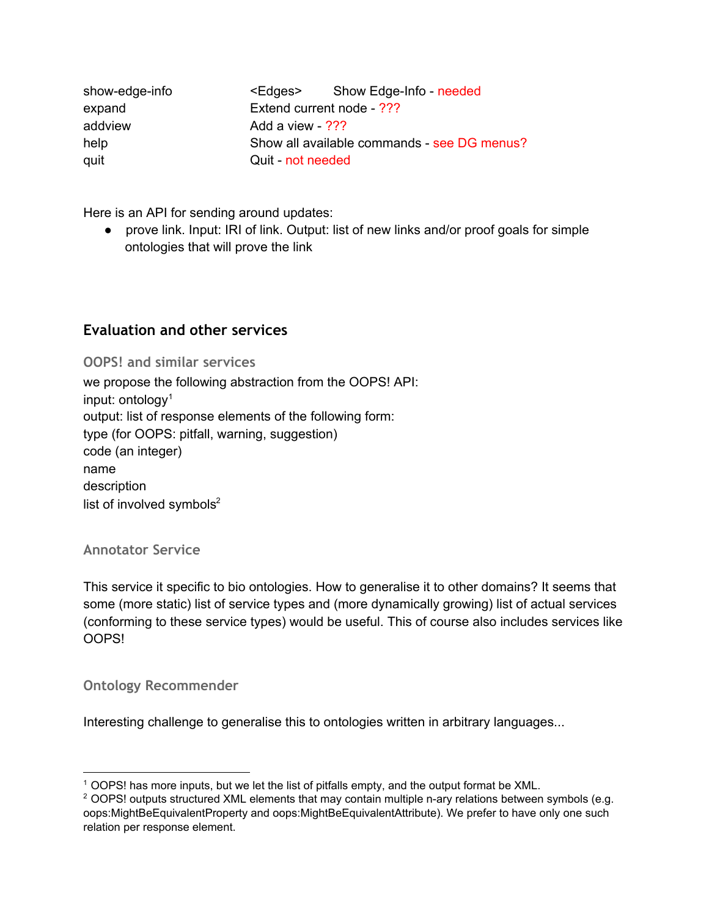| | | |
|---|---|---|
| show-edge-info | <Edges> | Show Edge-Info - needed |
| expand | | Extend current node - ??? |
| addview | | Add a view - ??? |
| help | | Show all available commands - see DG menus? |
| quit | | Quit - not needed |

Here is an API for sending around updates:

- prove link. Input: IRI of link. Output: list of new links and/or proof goals for simple ontologies that will prove the link

## Evaluation and other services

### OOPS! and similar services

we propose the following abstraction from the OOPS! API:
input: ontology[1]
output: list of response elements of the following form:
type (for OOPS: pitfall, warning, suggestion)
code (an integer)
name
description
list of involved symbols[2]

### Annotator Service

This service it specific to bio ontologies. How to generalise it to other domains? It seems that some (more static) list of service types and (more dynamically growing) list of actual services (conforming to these service types) would be useful. This of course also includes services like OOPS!

### Ontology Recommender

Interesting challenge to generalise this to ontologies written in arbitrary languages...

---

[1] OOPS! has more inputs, but we let the list of pitfalls empty, and the output format be XML.
[2] OOPS! outputs structured XML elements that may contain multiple n-ary relations between symbols (e.g. oops:MightBeEquivalentProperty and oops:MightBeEquivalentAttribute). We prefer to have only one such relation per response element.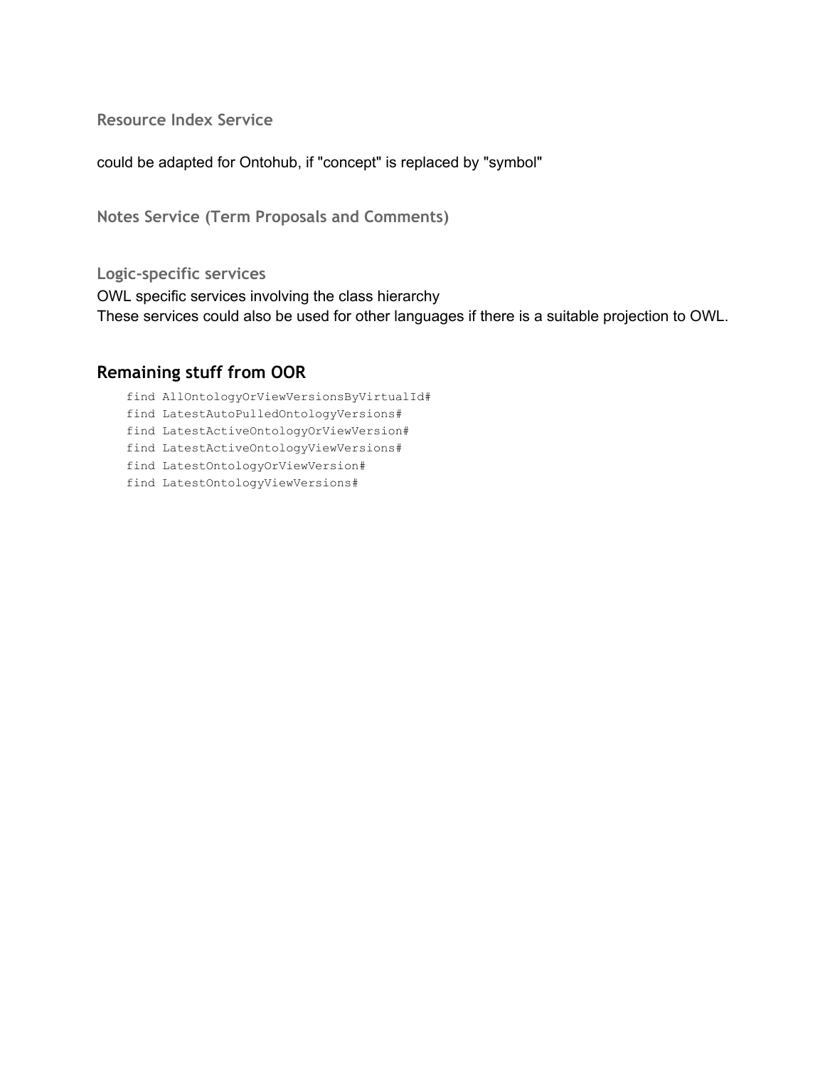### Resource Index Service

could be adapted for Ontohub, if "concept" is replaced by "symbol"

### Notes Service (Term Proposals and Comments)

### Logic-specific services

OWL specific services involving the class hierarchy
These services could also be used for other languages if there is a suitable projection to OWL.

## Remaining stuff from OOR

```
find AllOntologyOrViewVersionsByVirtualId#
find LatestAutoPulledOntologyVersions#
find LatestActiveOntologyOrViewVersion#
find LatestActiveOntologyViewVersions#
find LatestOntologyOrViewVersion#
find LatestOntologyViewVersions#
```